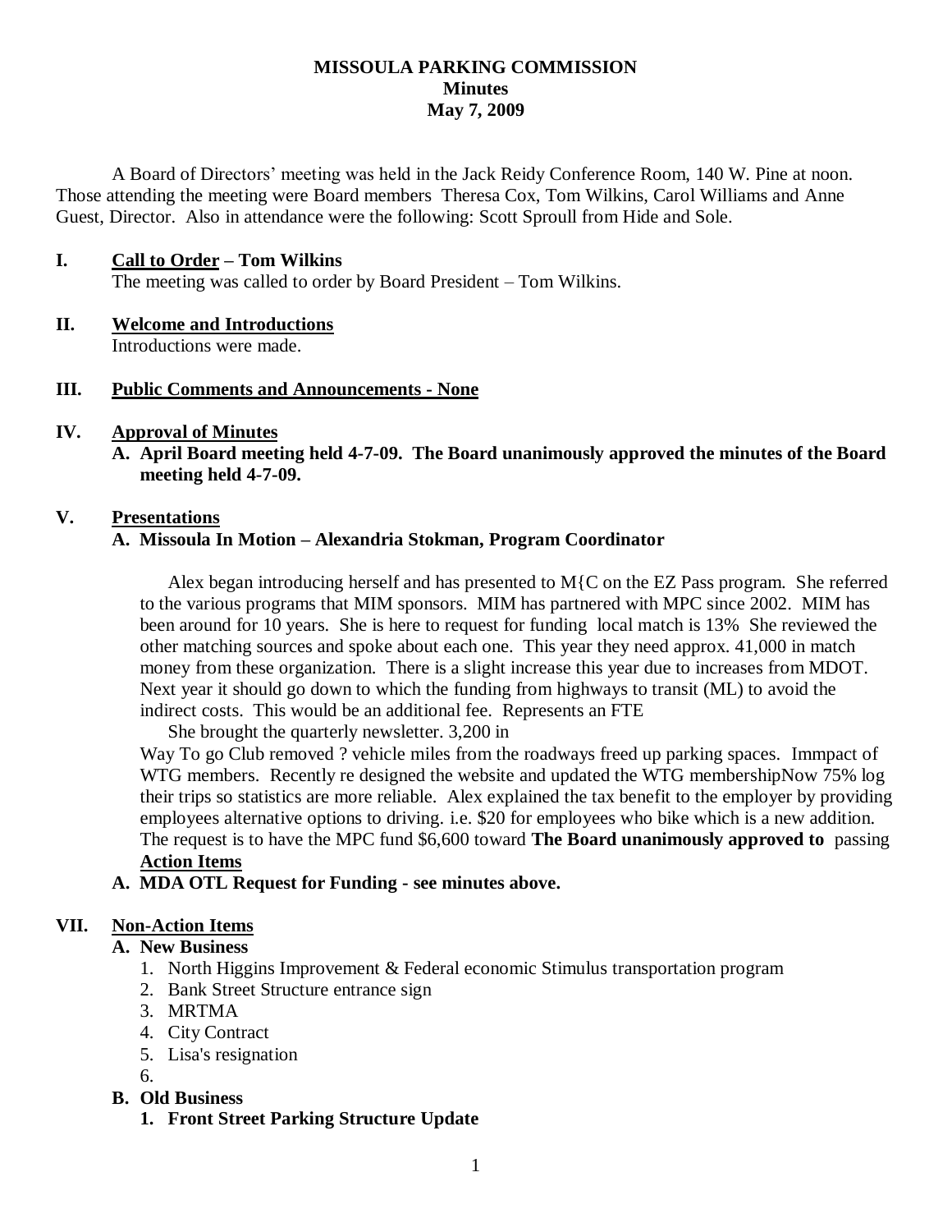# MISSOULA PARKING COMMISSION
## Minutes
## May 7, 2009

A Board of Directors' meeting was held in the Jack Reidy Conference Room, 140 W. Pine at noon. Those attending the meeting were Board members Theresa Cox, Tom Wilkins, Carol Williams and Anne Guest, Director. Also in attendance were the following: Scott Sproull from Hide and Sole.

## I. Call to Order – Tom Wilkins

The meeting was called to order by Board President – Tom Wilkins.

## II. Welcome and Introductions

Introductions were made.

## III. Public Comments and Announcements - None

## IV. Approval of Minutes

**A. April Board meeting held 4-7-09. The Board unanimously approved the minutes of the Board meeting held 4-7-09.**

## V. Presentations

**A. Missoula In Motion – Alexandria Stokman, Program Coordinator**

Alex began introducing herself and has presented to M{C on the EZ Pass program. She referred to the various programs that MIM sponsors. MIM has partnered with MPC since 2002. MIM has been around for 10 years. She is here to request for funding local match is 13% She reviewed the other matching sources and spoke about each one. This year they need approx. 41,000 in match money from these organization. There is a slight increase this year due to increases from MDOT. Next year it should go down to which the funding from highways to transit (ML) to avoid the indirect costs. This would be an additional fee. Represents an FTE

She brought the quarterly newsletter. 3,200 in

Way To go Club removed ? vehicle miles from the roadways freed up parking spaces. Immpact of WTG members. Recently re designed the website and updated the WTG membershipNow 75% log their trips so statistics are more reliable. Alex explained the tax benefit to the employer by providing employees alternative options to driving. i.e. $20 for employees who bike which is a new addition. The request is to have the MPC fund $6,600 toward **The Board unanimously approved to** passing

**Action Items**

**A. MDA OTL Request for Funding - see minutes above.**

## VII. Non-Action Items

**A. New Business**

1. North Higgins Improvement & Federal economic Stimulus transportation program
2. Bank Street Structure entrance sign
3. MRTMA
4. City Contract
5. Lisa's resignation
6. 

**B. Old Business**

**1. Front Street Parking Structure Update**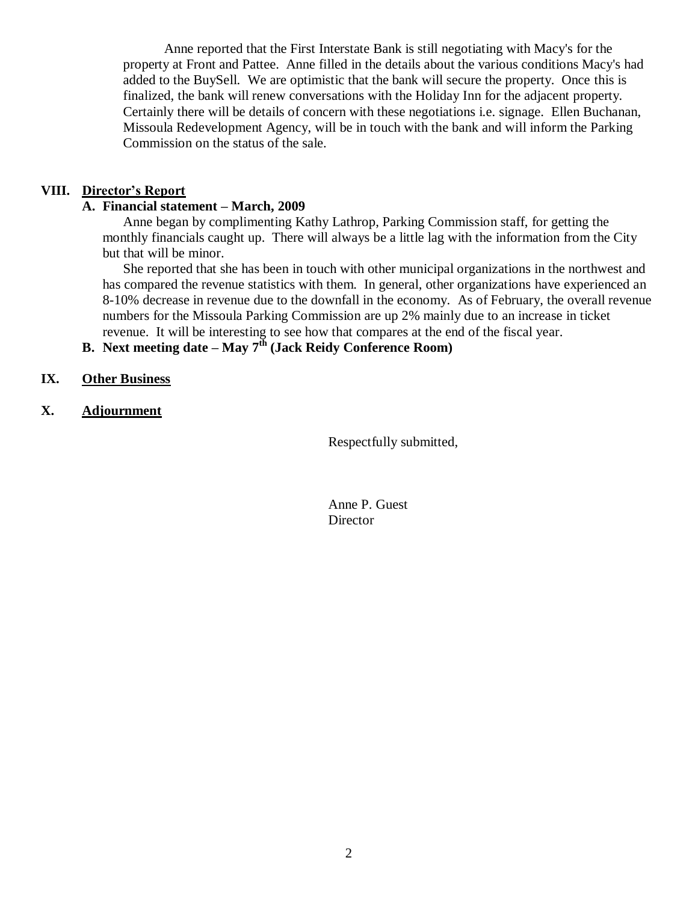Anne reported that the First Interstate Bank is still negotiating with Macy's for the property at Front and Pattee. Anne filled in the details about the various conditions Macy's had added to the BuySell. We are optimistic that the bank will secure the property. Once this is finalized, the bank will renew conversations with the Holiday Inn for the adjacent property. Certainly there will be details of concern with these negotiations i.e. signage. Ellen Buchanan, Missoula Redevelopment Agency, will be in touch with the bank and will inform the Parking Commission on the status of the sale.

## VIII. Director's Report

### A. Financial statement – March, 2009

Anne began by complimenting Kathy Lathrop, Parking Commission staff, for getting the monthly financials caught up. There will always be a little lag with the information from the City but that will be minor.

She reported that she has been in touch with other municipal organizations in the northwest and has compared the revenue statistics with them. In general, other organizations have experienced an 8-10% decrease in revenue due to the downfall in the economy. As of February, the overall revenue numbers for the Missoula Parking Commission are up 2% mainly due to an increase in ticket revenue. It will be interesting to see how that compares at the end of the fiscal year.

### B. Next meeting date – May 7th (Jack Reidy Conference Room)

## IX. Other Business

## X. Adjournment

Respectfully submitted,

Anne P. Guest
Director